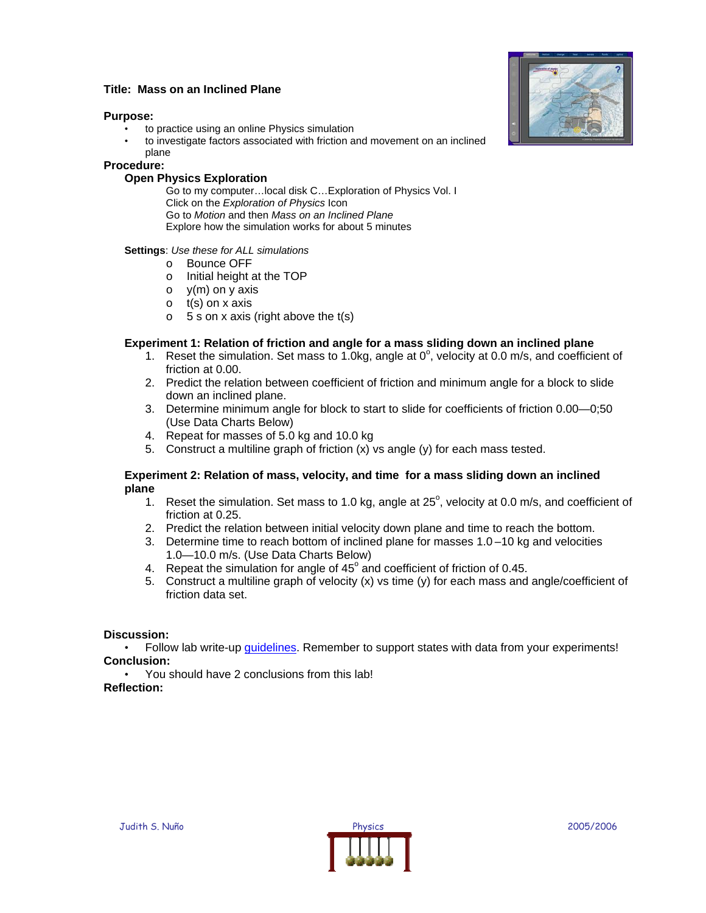**Title: Mass on an Inclined Plane**

**Purpose:**

- to practice using an online Physics simulation
- to investigate factors associated with friction and movement on an inclined plane

**Procedure:**

**Open Physics Exploration**

Go to my computer…local disk C…Exploration of Physics Vol. I
Click on the *Exploration of Physics* Icon
Go to *Motion* and then *Mass on an Inclined Plane*
Explore how the simulation works for about 5 minutes

**Settings**: *Use these for ALL simulations*

- Bounce OFF
- Initial height at the TOP
- y(m) on y axis
- t(s) on x axis
- 5 s on x axis (right above the t(s)

**Experiment 1: Relation of friction and angle for a mass sliding down an inclined plane**

1. Reset the simulation. Set mass to 1.0kg, angle at $0^o$, velocity at 0.0 m/s, and coefficient of friction at 0.00.
2. Predict the relation between coefficient of friction and minimum angle for a block to slide down an inclined plane.
3. Determine minimum angle for block to start to slide for coefficients of friction 0.00—0;50 (Use Data Charts Below)
4. Repeat for masses of 5.0 kg and 10.0 kg
5. Construct a multiline graph of friction (x) vs angle (y) for each mass tested.

**Experiment 2: Relation of mass, velocity, and time for a mass sliding down an inclined plane**

1. Reset the simulation. Set mass to 1.0 kg, angle at $25^o$, velocity at 0.0 m/s, and coefficient of friction at 0.25.
2. Predict the relation between initial velocity down plane and time to reach the bottom.
3. Determine time to reach bottom of inclined plane for masses 1.0 –10 kg and velocities 1.0—10.0 m/s. (Use Data Charts Below)
4. Repeat the simulation for angle of $45^o$ and coefficient of friction of 0.45.
5. Construct a multiline graph of velocity (x) vs time (y) for each mass and angle/coefficient of friction data set.

**Discussion:**

- Follow lab write-up guidelines. Remember to support states with data from your experiments!

**Conclusion:**

- You should have 2 conclusions from this lab!

**Reflection:**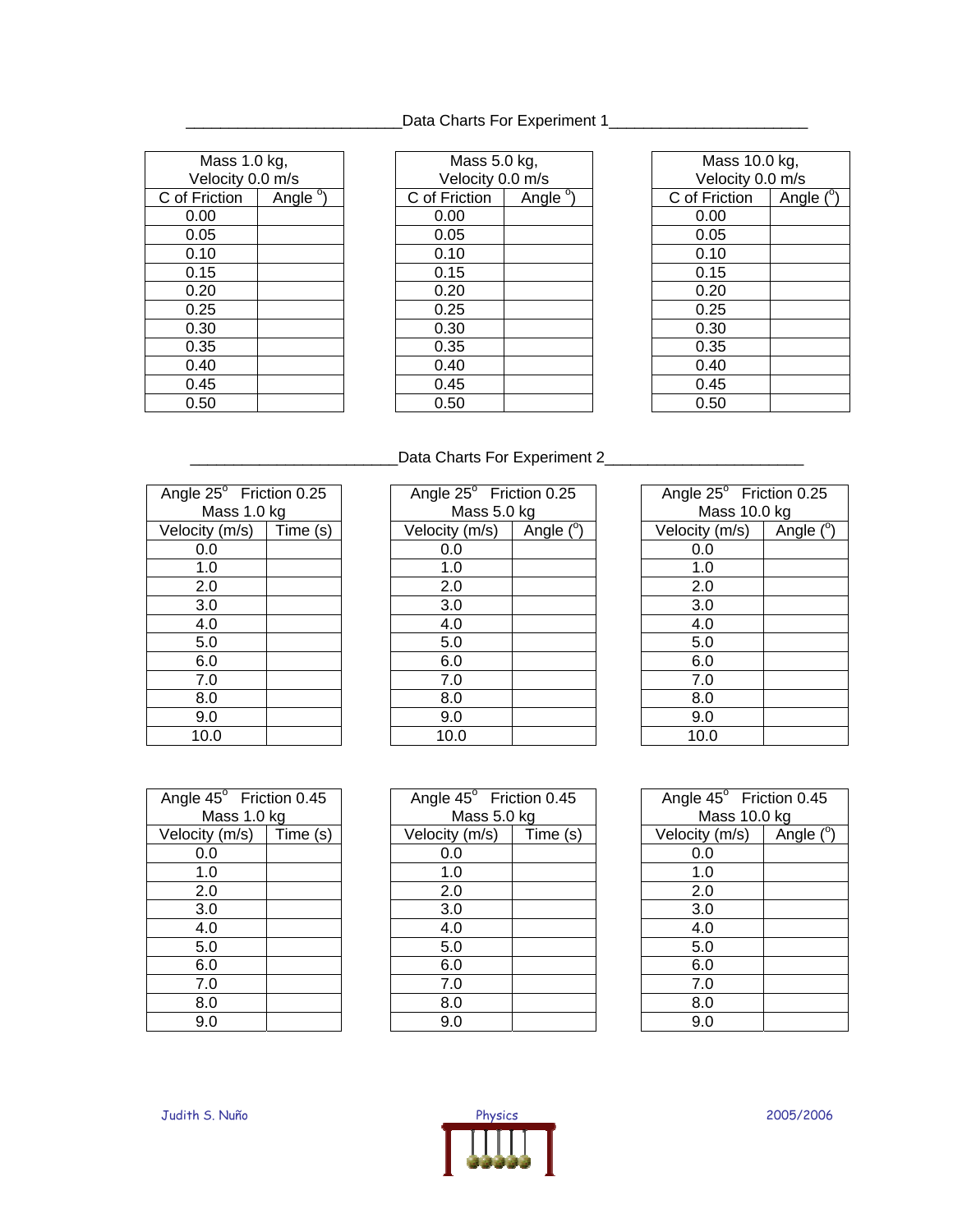## Data Charts For Experiment 1

| Mass 1.0 kg, Velocity 0.0 m/s | |
|---|---|
| C of Friction | Angle (°) |
| 0.00 | |
| 0.05 | |
| 0.10 | |
| 0.15 | |
| 0.20 | |
| 0.25 | |
| 0.30 | |
| 0.35 | |
| 0.40 | |
| 0.45 | |
| 0.50 | |

| Mass 5.0 kg, Velocity 0.0 m/s | |
|---|---|
| C of Friction | Angle (°) |
| 0.00 | |
| 0.05 | |
| 0.10 | |
| 0.15 | |
| 0.20 | |
| 0.25 | |
| 0.30 | |
| 0.35 | |
| 0.40 | |
| 0.45 | |
| 0.50 | |

| Mass 10.0 kg, Velocity 0.0 m/s | |
|---|---|
| C of Friction | Angle (°) |
| 0.00 | |
| 0.05 | |
| 0.10 | |
| 0.15 | |
| 0.20 | |
| 0.25 | |
| 0.30 | |
| 0.35 | |
| 0.40 | |
| 0.45 | |
| 0.50 | |

## Data Charts For Experiment 2

| Angle 25° Friction 0.25 Mass 1.0 kg | |
|---|---|
| Velocity (m/s) | Time (s) |
| 0.0 | |
| 1.0 | |
| 2.0 | |
| 3.0 | |
| 4.0 | |
| 5.0 | |
| 6.0 | |
| 7.0 | |
| 8.0 | |
| 9.0 | |
| 10.0 | |

| Angle 25° Friction 0.25 Mass 5.0 kg | |
|---|---|
| Velocity (m/s) | Angle (°) |
| 0.0 | |
| 1.0 | |
| 2.0 | |
| 3.0 | |
| 4.0 | |
| 5.0 | |
| 6.0 | |
| 7.0 | |
| 8.0 | |
| 9.0 | |
| 10.0 | |

| Angle 25° Friction 0.25 Mass 10.0 kg | |
|---|---|
| Velocity (m/s) | Angle (°) |
| 0.0 | |
| 1.0 | |
| 2.0 | |
| 3.0 | |
| 4.0 | |
| 5.0 | |
| 6.0 | |
| 7.0 | |
| 8.0 | |
| 9.0 | |
| 10.0 | |

| Angle 45° Friction 0.45 Mass 1.0 kg | |
|---|---|
| Velocity (m/s) | Time (s) |
| 0.0 | |
| 1.0 | |
| 2.0 | |
| 3.0 | |
| 4.0 | |
| 5.0 | |
| 6.0 | |
| 7.0 | |
| 8.0 | |
| 9.0 | |

| Angle 45° Friction 0.45 Mass 5.0 kg | |
|---|---|
| Velocity (m/s) | Time (s) |
| 0.0 | |
| 1.0 | |
| 2.0 | |
| 3.0 | |
| 4.0 | |
| 5.0 | |
| 6.0 | |
| 7.0 | |
| 8.0 | |
| 9.0 | |

| Angle 45° Friction 0.45 Mass 10.0 kg | |
|---|---|
| Velocity (m/s) | Angle (°) |
| 0.0 | |
| 1.0 | |
| 2.0 | |
| 3.0 | |
| 4.0 | |
| 5.0 | |
| 6.0 | |
| 7.0 | |
| 8.0 | |
| 9.0 | |